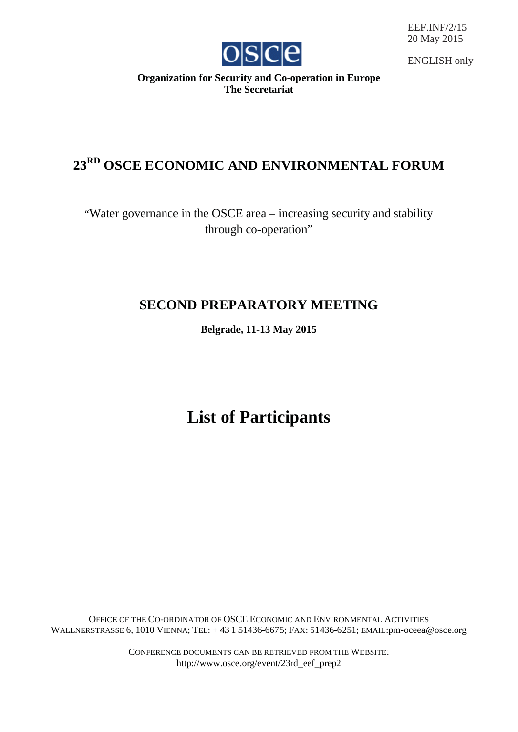EEF.INF/2/15
20 May 2015

ENGLISH only

**Organization for Security and Co-operation in Europe**
**The Secretariat**

# 23[RD] OSCE ECONOMIC AND ENVIRONMENTAL FORUM

"Water governance in the OSCE area – increasing security and stability through co-operation"

## SECOND PREPARATORY MEETING

**Belgrade, 11-13 May 2015**

# List of Participants

OFFICE OF THE CO-ORDINATOR OF OSCE ECONOMIC AND ENVIRONMENTAL ACTIVITIES
WALLNERSTRASSE 6, 1010 VIENNA; TEL: + 43 1 51436-6675; FAX: 51436-6251; EMAIL:pm-oceea@osce.org

CONFERENCE DOCUMENTS CAN BE RETRIEVED FROM THE WEBSITE:
http://www.osce.org/event/23rd_eef_prep2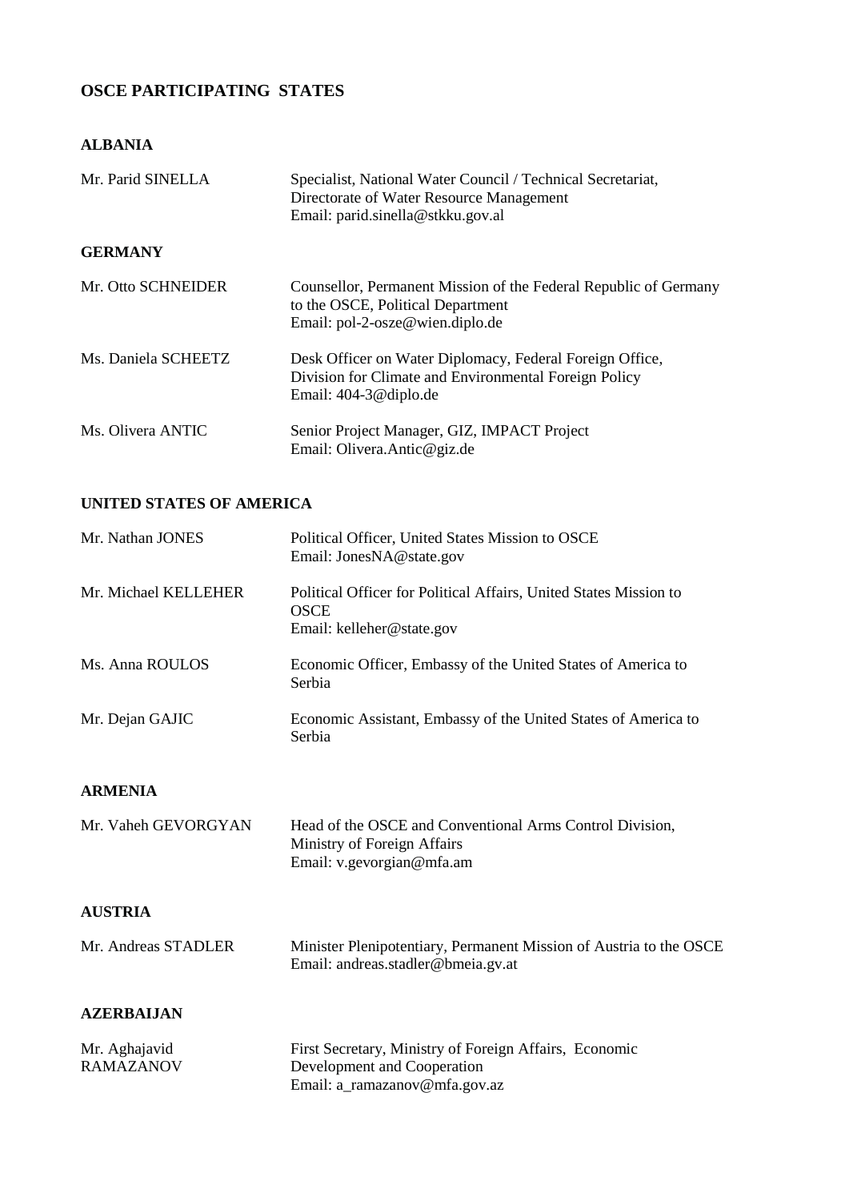## OSCE PARTICIPATING STATES

### ALBANIA

| | |
|---|---|
| Mr. Parid SINELLA | Specialist, National Water Council / Technical Secretariat, Directorate of Water Resource Management<br>Email: parid.sinella@stkku.gov.al |

### GERMANY

| | |
|---|---|
| Mr. Otto SCHNEIDER | Counsellor, Permanent Mission of the Federal Republic of Germany to the OSCE, Political Department<br>Email: pol-2-osze@wien.diplo.de |
| Ms. Daniela SCHEETZ | Desk Officer on Water Diplomacy, Federal Foreign Office, Division for Climate and Environmental Foreign Policy<br>Email: 404-3@diplo.de |
| Ms. Olivera ANTIC | Senior Project Manager, GIZ, IMPACT Project<br>Email: Olivera.Antic@giz.de |

### UNITED STATES OF AMERICA

| | |
|---|---|
| Mr. Nathan JONES | Political Officer, United States Mission to OSCE<br>Email: JonesNA@state.gov |
| Mr. Michael KELLEHER | Political Officer for Political Affairs, United States Mission to OSCE<br>Email: kelleher@state.gov |
| Ms. Anna ROULOS | Economic Officer, Embassy of the United States of America to Serbia |
| Mr. Dejan GAJIC | Economic Assistant, Embassy of the United States of America to Serbia |

### ARMENIA

| | |
|---|---|
| Mr. Vaheh GEVORGYAN | Head of the OSCE and Conventional Arms Control Division, Ministry of Foreign Affairs<br>Email: v.gevorgian@mfa.am |

### AUSTRIA

| | |
|---|---|
| Mr. Andreas STADLER | Minister Plenipotentiary, Permanent Mission of Austria to the OSCE<br>Email: andreas.stadler@bmeia.gv.at |

### AZERBAIJAN

| | |
|---|---|
| Mr. Aghajavid RAMAZANOV | First Secretary, Ministry of Foreign Affairs, Economic Development and Cooperation<br>Email: a_ramazanov@mfa.gov.az |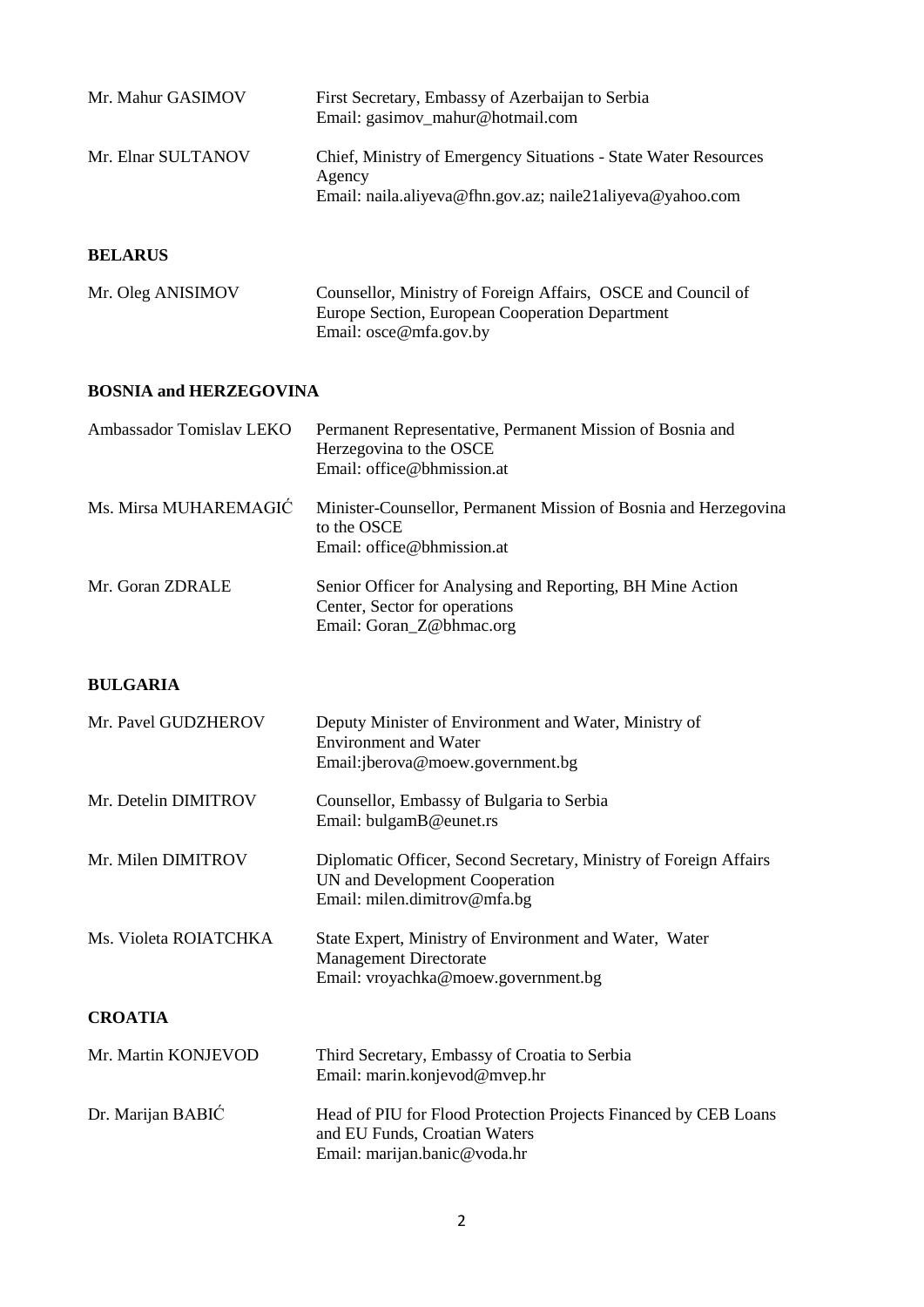| | |
|---|---|
| Mr. Mahur GASIMOV | First Secretary, Embassy of Azerbaijan to Serbia<br>Email: gasimov_mahur@hotmail.com |
| Mr. Elnar SULTANOV | Chief, Ministry of Emergency Situations - State Water Resources Agency<br>Email: naila.aliyeva@fhn.gov.az; naile21aliyeva@yahoo.com |

**BELARUS**

| | |
|---|---|
| Mr. Oleg ANISIMOV | Counsellor, Ministry of Foreign Affairs, OSCE and Council of Europe Section, European Cooperation Department<br>Email: osce@mfa.gov.by |

**BOSNIA and HERZEGOVINA**

| | |
|---|---|
| Ambassador Tomislav LEKO | Permanent Representative, Permanent Mission of Bosnia and Herzegovina to the OSCE<br>Email: office@bhmission.at |
| Ms. Mirsa MUHAREMAGIĆ | Minister-Counsellor, Permanent Mission of Bosnia and Herzegovina to the OSCE<br>Email: office@bhmission.at |
| Mr. Goran ZDRALE | Senior Officer for Analysing and Reporting, BH Mine Action Center, Sector for operations<br>Email: Goran_Z@bhmac.org |

**BULGARIA**

| | |
|---|---|
| Mr. Pavel GUDZHEROV | Deputy Minister of Environment and Water, Ministry of Environment and Water<br>Email:jberova@moew.government.bg |
| Mr. Detelin DIMITROV | Counsellor, Embassy of Bulgaria to Serbia<br>Email: bulgamB@eunet.rs |
| Mr. Milen DIMITROV | Diplomatic Officer, Second Secretary, Ministry of Foreign Affairs UN and Development Cooperation<br>Email: milen.dimitrov@mfa.bg |
| Ms. Violeta ROIATCHKA | State Expert, Ministry of Environment and Water, Water Management Directorate<br>Email: vroyachka@moew.government.bg |

**CROATIA**

| | |
|---|---|
| Mr. Martin KONJEVOD | Third Secretary, Embassy of Croatia to Serbia<br>Email: marin.konjevod@mvep.hr |
| Dr. Marijan BABIĆ | Head of PIU for Flood Protection Projects Financed by CEB Loans and EU Funds, Croatian Waters<br>Email: marijan.banic@voda.hr |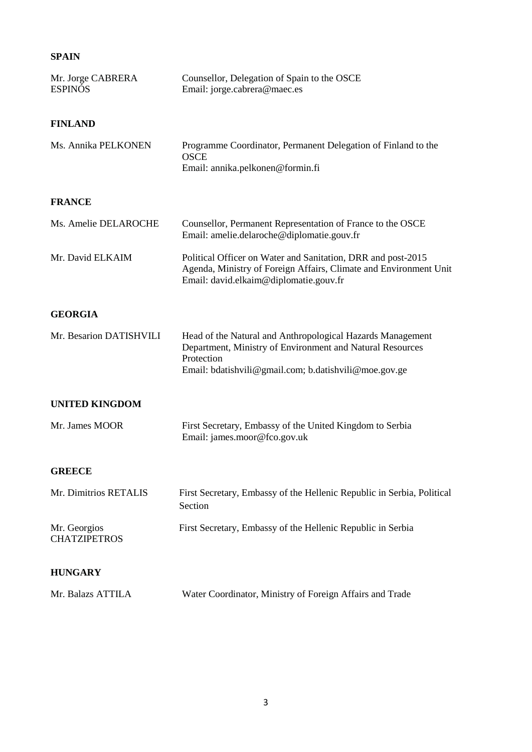**SPAIN**

| | |
|---|---|
| Mr. Jorge CABRERA ESPINÓS | Counsellor, Delegation of Spain to the OSCE<br>Email: jorge.cabrera@maec.es |

**FINLAND**

| | |
|---|---|
| Ms. Annika PELKONEN | Programme Coordinator, Permanent Delegation of Finland to the OSCE<br>Email: annika.pelkonen@formin.fi |

**FRANCE**

| | |
|---|---|
| Ms. Amelie DELAROCHE | Counsellor, Permanent Representation of France to the OSCE<br>Email: amelie.delaroche@diplomatie.gouv.fr |
| Mr. David ELKAIM | Political Officer on Water and Sanitation, DRR and post-2015 Agenda, Ministry of Foreign Affairs, Climate and Environment Unit<br>Email: david.elkaim@diplomatie.gouv.fr |

**GEORGIA**

| | |
|---|---|
| Mr. Besarion DATISHVILI | Head of the Natural and Anthropological Hazards Management Department, Ministry of Environment and Natural Resources Protection<br>Email: bdatishvili@gmail.com; b.datishvili@moe.gov.ge |

**UNITED KINGDOM**

| | |
|---|---|
| Mr. James MOOR | First Secretary, Embassy of the United Kingdom to Serbia<br>Email: james.moor@fco.gov.uk |

**GREECE**

| | |
|---|---|
| Mr. Dimitrios RETALIS | First Secretary, Embassy of the Hellenic Republic in Serbia, Political Section |
| Mr. Georgios CHATZIPETROS | First Secretary, Embassy of the Hellenic Republic in Serbia |

**HUNGARY**

| | |
|---|---|
| Mr. Balazs ATTILA | Water Coordinator, Ministry of Foreign Affairs and Trade |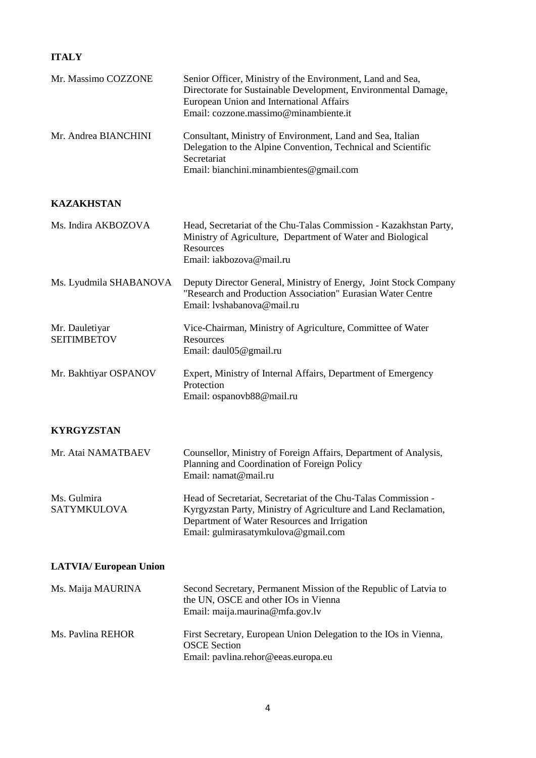**ITALY**

| | |
|---|---|
| Mr. Massimo COZZONE | Senior Officer, Ministry of the Environment, Land and Sea, Directorate for Sustainable Development, Environmental Damage, European Union and International Affairs<br>Email: cozzone.massimo@minambiente.it |
| Mr. Andrea BIANCHINI | Consultant, Ministry of Environment, Land and Sea, Italian Delegation to the Alpine Convention, Technical and Scientific Secretariat<br>Email: bianchini.minambientes@gmail.com |

**KAZAKHSTAN**

| | |
|---|---|
| Ms. Indira AKBOZOVA | Head, Secretariat of the Chu-Talas Commission - Kazakhstan Party, Ministry of Agriculture, Department of Water and Biological Resources<br>Email: iakbozova@mail.ru |
| Ms. Lyudmila SHABANOVA | Deputy Director General, Ministry of Energy, Joint Stock Company "Research and Production Association" Eurasian Water Centre<br>Email: lvshabanova@mail.ru |
| Mr. Dauletiyar SEITIMBETOV | Vice-Chairman, Ministry of Agriculture, Committee of Water Resources<br>Email: daul05@gmail.ru |
| Mr. Bakhtiyar OSPANOV | Expert, Ministry of Internal Affairs, Department of Emergency Protection<br>Email: ospanovb88@mail.ru |

**KYRGYZSTAN**

| | |
|---|---|
| Mr. Atai NAMATBAEV | Counsellor, Ministry of Foreign Affairs, Department of Analysis, Planning and Coordination of Foreign Policy<br>Email: namat@mail.ru |
| Ms. Gulmira SATYMKULOVA | Head of Secretariat, Secretariat of the Chu-Talas Commission - Kyrgyzstan Party, Ministry of Agriculture and Land Reclamation, Department of Water Resources and Irrigation<br>Email: gulmirasatymkulova@gmail.com |

**LATVIA/ European Union**

| | |
|---|---|
| Ms. Maija MAURINA | Second Secretary, Permanent Mission of the Republic of Latvia to the UN, OSCE and other IOs in Vienna<br>Email: maija.maurina@mfa.gov.lv |
| Ms. Pavlina REHOR | First Secretary, European Union Delegation to the IOs in Vienna, OSCE Section<br>Email: pavlina.rehor@eeas.europa.eu |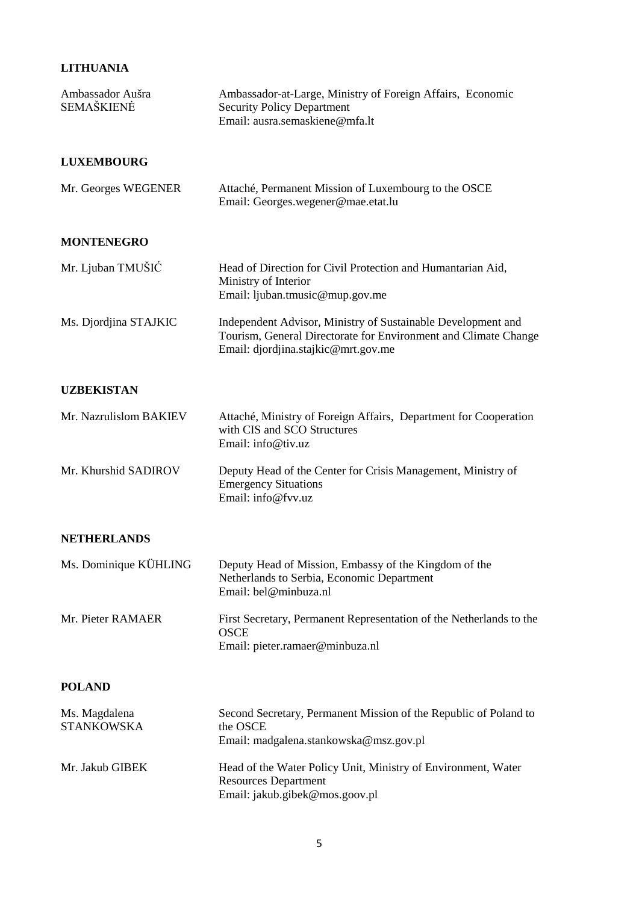## LITHUANIA

| | |
|---|---|
| Ambassador Aušra SEMAŠKIENĖ | Ambassador-at-Large, Ministry of Foreign Affairs, Economic Security Policy Department<br>Email: ausra.semaskiene@mfa.lt |

## LUXEMBOURG

| | |
|---|---|
| Mr. Georges WEGENER | Attaché, Permanent Mission of Luxembourg to the OSCE<br>Email: Georges.wegener@mae.etat.lu |

## MONTENEGRO

| | |
|---|---|
| Mr. Ljuban TMUŠIĆ | Head of Direction for Civil Protection and Humantarian Aid, Ministry of Interior<br>Email: ljuban.tmusic@mup.gov.me |
| Ms. Djordjina STAJKIC | Independent Advisor, Ministry of Sustainable Development and Tourism, General Directorate for Environment and Climate Change<br>Email: djordjina.stajkic@mrt.gov.me |

## UZBEKISTAN

| | |
|---|---|
| Mr. Nazrulislom BAKIEV | Attaché, Ministry of Foreign Affairs, Department for Cooperation with CIS and SCO Structures<br>Email: info@tiv.uz |
| Mr. Khurshid SADIROV | Deputy Head of the Center for Crisis Management, Ministry of Emergency Situations<br>Email: info@fvv.uz |

## NETHERLANDS

| | |
|---|---|
| Ms. Dominique KÜHLING | Deputy Head of Mission, Embassy of the Kingdom of the Netherlands to Serbia, Economic Department<br>Email: bel@minbuza.nl |
| Mr. Pieter RAMAER | First Secretary, Permanent Representation of the Netherlands to the OSCE<br>Email: pieter.ramaer@minbuza.nl |

## POLAND

| | |
|---|---|
| Ms. Magdalena STANKOWSKA | Second Secretary, Permanent Mission of the Republic of Poland to the OSCE<br>Email: madgalena.stankowska@msz.gov.pl |
| Mr. Jakub GIBEK | Head of the Water Policy Unit, Ministry of Environment, Water Resources Department<br>Email: jakub.gibek@mos.goov.pl |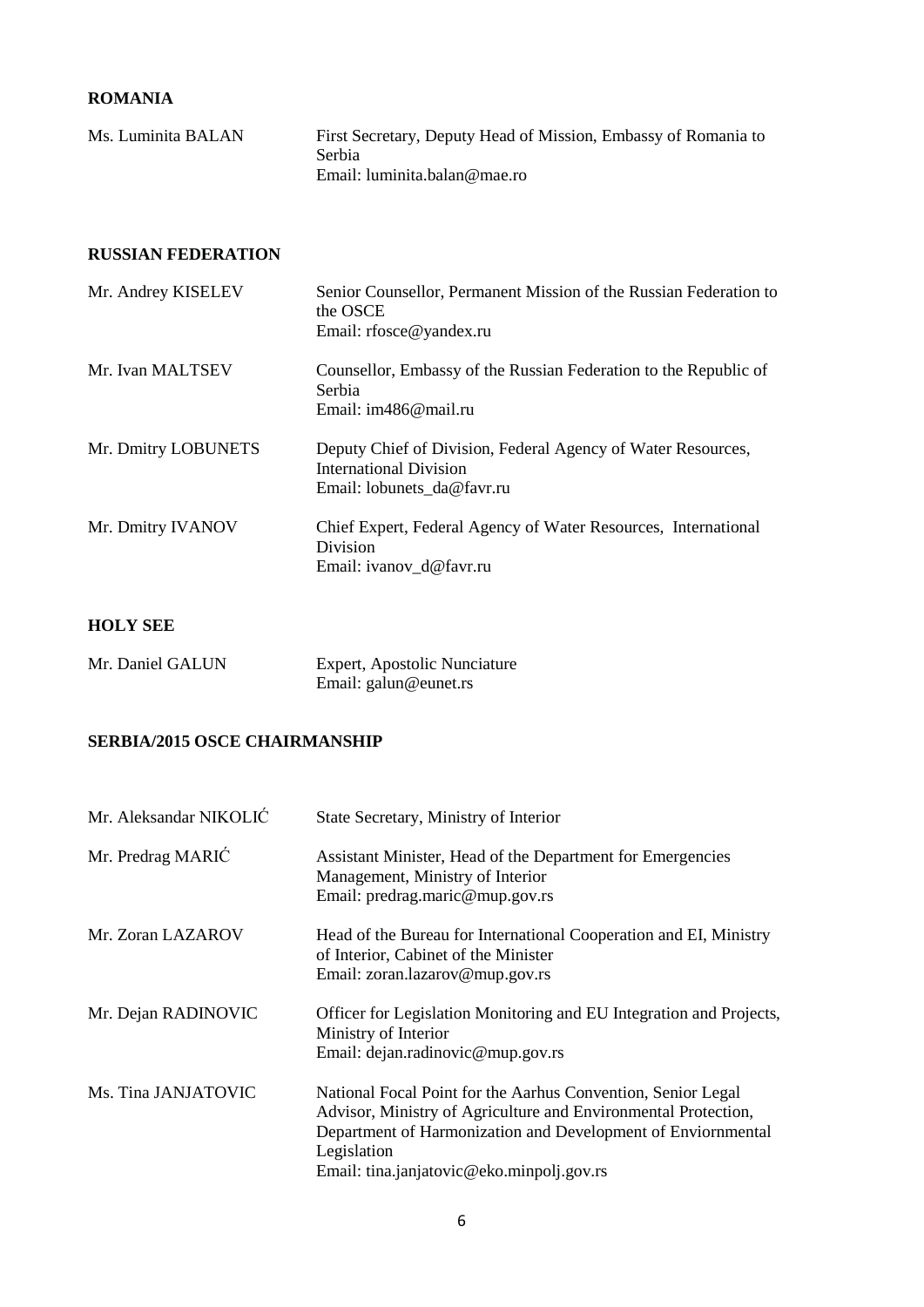## ROMANIA

| | |
|---|---|
| Ms. Luminita BALAN | First Secretary, Deputy Head of Mission, Embassy of Romania to Serbia<br>Email: luminita.balan@mae.ro |

## RUSSIAN FEDERATION

| | |
|---|---|
| Mr. Andrey KISELEV | Senior Counsellor, Permanent Mission of the Russian Federation to the OSCE<br>Email: rfosce@yandex.ru |
| Mr. Ivan MALTSEV | Counsellor, Embassy of the Russian Federation to the Republic of Serbia<br>Email: im486@mail.ru |
| Mr. Dmitry LOBUNETS | Deputy Chief of Division, Federal Agency of Water Resources, International Division<br>Email: lobunets_da@favr.ru |
| Mr. Dmitry IVANOV | Chief Expert, Federal Agency of Water Resources, International Division<br>Email: ivanov_d@favr.ru |

## HOLY SEE

| | |
|---|---|
| Mr. Daniel GALUN | Expert, Apostolic Nunciature<br>Email: galun@eunet.rs |

## SERBIA/2015 OSCE CHAIRMANSHIP

| | |
|---|---|
| Mr. Aleksandar NIKOLIĆ | State Secretary, Ministry of Interior |
| Mr. Predrag MARIĆ | Assistant Minister, Head of the Department for Emergencies Management, Ministry of Interior<br>Email: predrag.maric@mup.gov.rs |
| Mr. Zoran LAZAROV | Head of the Bureau for International Cooperation and EI, Ministry of Interior, Cabinet of the Minister<br>Email: zoran.lazarov@mup.gov.rs |
| Mr. Dejan RADINOVIC | Officer for Legislation Monitoring and EU Integration and Projects, Ministry of Interior<br>Email: dejan.radinovic@mup.gov.rs |
| Ms. Tina JANJATOVIC | National Focal Point for the Aarhus Convention, Senior Legal Advisor, Ministry of Agriculture and Environmental Protection, Department of Harmonization and Development of Enviornmental Legislation<br>Email: tina.janjatovic@eko.minpolj.gov.rs |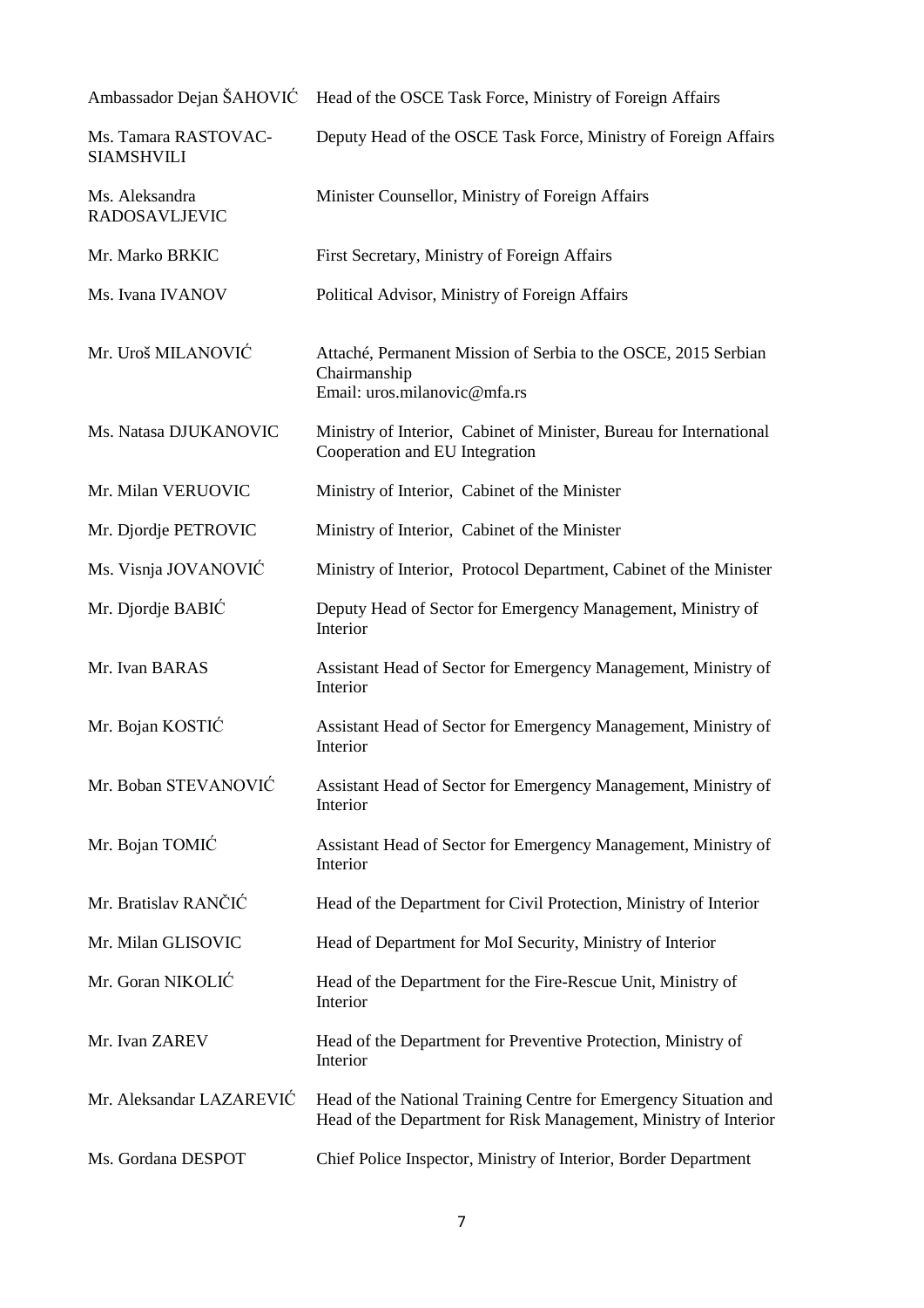| | |
|---|---|
| Ambassador Dejan ŠAHOVIĆ | Head of the OSCE Task Force, Ministry of Foreign Affairs |
| Ms. Tamara RASTOVAC-SIAMSHVILI | Deputy Head of the OSCE Task Force, Ministry of Foreign Affairs |
| Ms. Aleksandra RADOSAVLJEVIC | Minister Counsellor, Ministry of Foreign Affairs |
| Mr. Marko BRKIC | First Secretary, Ministry of Foreign Affairs |
| Ms. Ivana IVANOV | Political Advisor, Ministry of Foreign Affairs |
| Mr. Uroš MILANOVIĆ | Attaché, Permanent Mission of Serbia to the OSCE, 2015 Serbian Chairmanship<br>Email: uros.milanovic@mfa.rs |
| Ms. Natasa DJUKANOVIC | Ministry of Interior, Cabinet of Minister, Bureau for International Cooperation and EU Integration |
| Mr. Milan VERUOVIC | Ministry of Interior, Cabinet of the Minister |
| Mr. Djordje PETROVIC | Ministry of Interior, Cabinet of the Minister |
| Ms. Visnja JOVANOVIĆ | Ministry of Interior, Protocol Department, Cabinet of the Minister |
| Mr. Djordje BABIĆ | Deputy Head of Sector for Emergency Management, Ministry of Interior |
| Mr. Ivan BARAS | Assistant Head of Sector for Emergency Management, Ministry of Interior |
| Mr. Bojan KOSTIĆ | Assistant Head of Sector for Emergency Management, Ministry of Interior |
| Mr. Boban STEVANOVIĆ | Assistant Head of Sector for Emergency Management, Ministry of Interior |
| Mr. Bojan TOMIĆ | Assistant Head of Sector for Emergency Management, Ministry of Interior |
| Mr. Bratislav RANČIĆ | Head of the Department for Civil Protection, Ministry of Interior |
| Mr. Milan GLISOVIC | Head of Department for MoI Security, Ministry of Interior |
| Mr. Goran NIKOLIĆ | Head of the Department for the Fire-Rescue Unit, Ministry of Interior |
| Mr. Ivan ZAREV | Head of the Department for Preventive Protection, Ministry of Interior |
| Mr. Aleksandar LAZAREVIĆ | Head of the National Training Centre for Emergency Situation and Head of the Department for Risk Management, Ministry of Interior |
| Ms. Gordana DESPOT | Chief Police Inspector, Ministry of Interior, Border Department |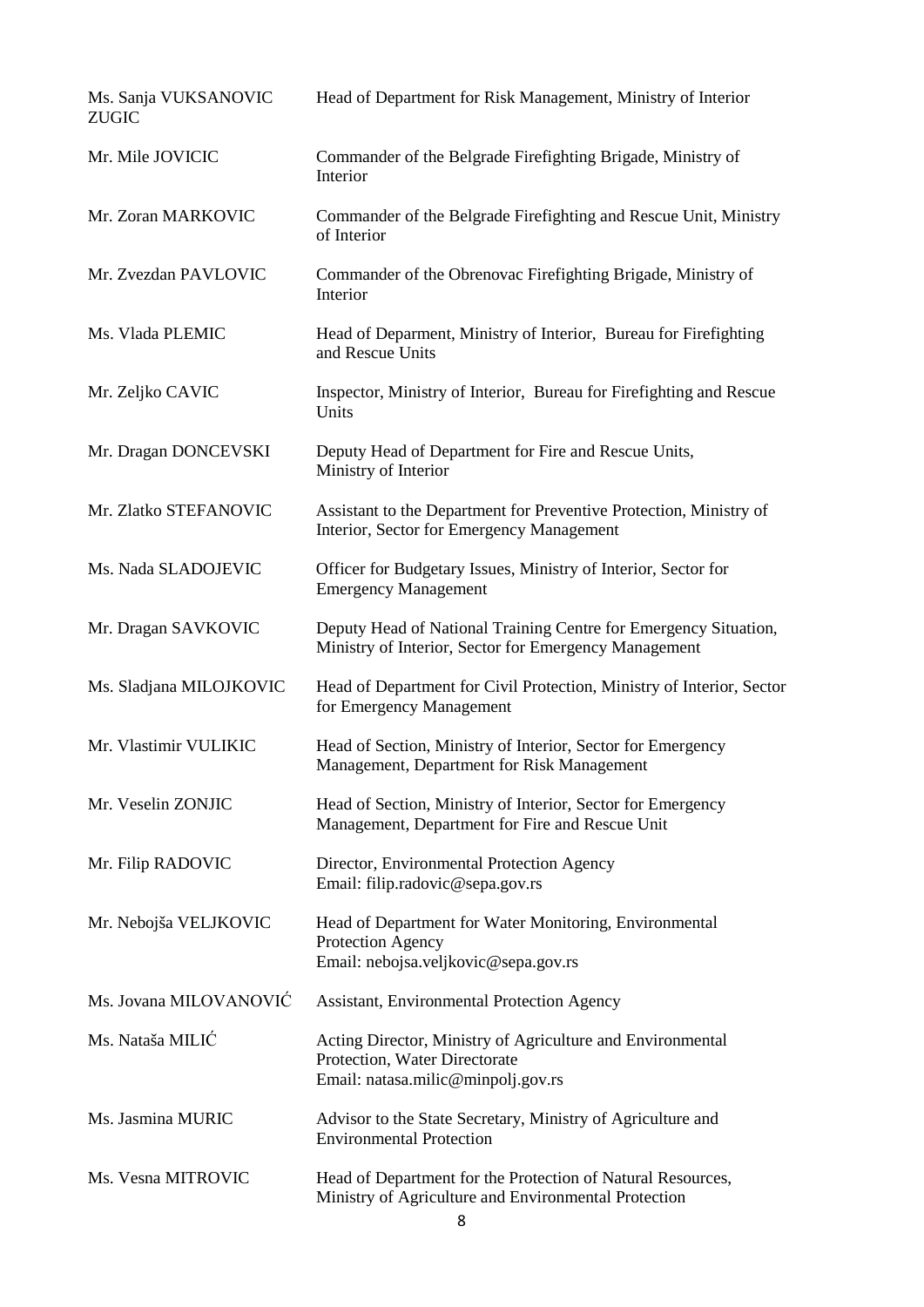| | |
|---|---|
| Ms. Sanja VUKSANOVIC ZUGIC | Head of Department for Risk Management, Ministry of Interior |
| Mr. Mile JOVICIC | Commander of the Belgrade Firefighting Brigade, Ministry of Interior |
| Mr. Zoran MARKOVIC | Commander of the Belgrade Firefighting and Rescue Unit, Ministry of Interior |
| Mr. Zvezdan PAVLOVIC | Commander of the Obrenovac Firefighting Brigade, Ministry of Interior |
| Ms. Vlada PLEMIC | Head of Deparment, Ministry of Interior, Bureau for Firefighting and Rescue Units |
| Mr. Zeljko CAVIC | Inspector, Ministry of Interior, Bureau for Firefighting and Rescue Units |
| Mr. Dragan DONCEVSKI | Deputy Head of Department for Fire and Rescue Units, Ministry of Interior |
| Mr. Zlatko STEFANOVIC | Assistant to the Department for Preventive Protection, Ministry of Interior, Sector for Emergency Management |
| Ms. Nada SLADOJEVIC | Officer for Budgetary Issues, Ministry of Interior, Sector for Emergency Management |
| Mr. Dragan SAVKOVIC | Deputy Head of National Training Centre for Emergency Situation, Ministry of Interior, Sector for Emergency Management |
| Ms. Sladjana MILOJKOVIC | Head of Department for Civil Protection, Ministry of Interior, Sector for Emergency Management |
| Mr. Vlastimir VULIKIC | Head of Section, Ministry of Interior, Sector for Emergency Management, Department for Risk Management |
| Mr. Veselin ZONJIC | Head of Section, Ministry of Interior, Sector for Emergency Management, Department for Fire and Rescue Unit |
| Mr. Filip RADOVIC | Director, Environmental Protection Agency<br>Email: filip.radovic@sepa.gov.rs |
| Mr. Nebojša VELJKOVIC | Head of Department for Water Monitoring, Environmental Protection Agency<br>Email: nebojsa.veljkovic@sepa.gov.rs |
| Ms. Jovana MILOVANOVIĆ | Assistant, Environmental Protection Agency |
| Ms. Nataša MILIĆ | Acting Director, Ministry of Agriculture and Environmental Protection, Water Directorate<br>Email: natasa.milic@minpolj.gov.rs |
| Ms. Jasmina MURIC | Advisor to the State Secretary, Ministry of Agriculture and Environmental Protection |
| Ms. Vesna MITROVIC | Head of Department for the Protection of Natural Resources, Ministry of Agriculture and Environmental Protection |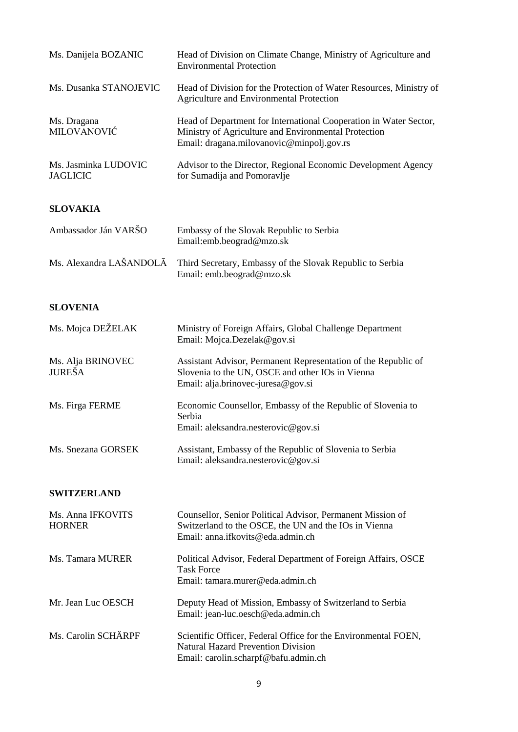| | |
|---|---|
| Ms. Danijela BOZANIC | Head of Division on Climate Change, Ministry of Agriculture and Environmental Protection |
| Ms. Dusanka STANOJEVIC | Head of Division for the Protection of Water Resources, Ministry of Agriculture and Environmental Protection |
| Ms. Dragana MILOVANOVIĆ | Head of Department for International Cooperation in Water Sector, Ministry of Agriculture and Environmental Protection<br>Email: dragana.milovanovic@minpolj.gov.rs |
| Ms. Jasminka LUDOVIC JAGLICIC | Advisor to the Director, Regional Economic Development Agency for Sumadija and Pomoravlje |

**SLOVAKIA**

| | |
|---|---|
| Ambassador Ján VARŠO | Embassy of the Slovak Republic to Serbia<br>Email:emb.beograd@mzo.sk |
| Ms. Alexandra LAŠANDOLĀ | Third Secretary, Embassy of the Slovak Republic to Serbia<br>Email: emb.beograd@mzo.sk |

**SLOVENIA**

| | |
|---|---|
| Ms. Mojca DEŽELAK | Ministry of Foreign Affairs, Global Challenge Department<br>Email: Mojca.Dezelak@gov.si |
| Ms. Alja BRINOVEC JUREŠA | Assistant Advisor, Permanent Representation of the Republic of Slovenia to the UN, OSCE and other IOs in Vienna<br>Email: alja.brinovec-juresa@gov.si |
| Ms. Firga FERME | Economic Counsellor, Embassy of the Republic of Slovenia to Serbia<br>Email: aleksandra.nesterovic@gov.si |
| Ms. Snezana GORSEK | Assistant, Embassy of the Republic of Slovenia to Serbia<br>Email: aleksandra.nesterovic@gov.si |

**SWITZERLAND**

| | |
|---|---|
| Ms. Anna IFKOVITS HORNER | Counsellor, Senior Political Advisor, Permanent Mission of Switzerland to the OSCE, the UN and the IOs in Vienna<br>Email: anna.ifkovits@eda.admin.ch |
| Ms. Tamara MURER | Political Advisor, Federal Department of Foreign Affairs, OSCE Task Force<br>Email: tamara.murer@eda.admin.ch |
| Mr. Jean Luc OESCH | Deputy Head of Mission, Embassy of Switzerland to Serbia<br>Email: jean-luc.oesch@eda.admin.ch |
| Ms. Carolin SCHÄRPF | Scientific Officer, Federal Office for the Environmental FOEN, Natural Hazard Prevention Division<br>Email: carolin.scharpf@bafu.admin.ch |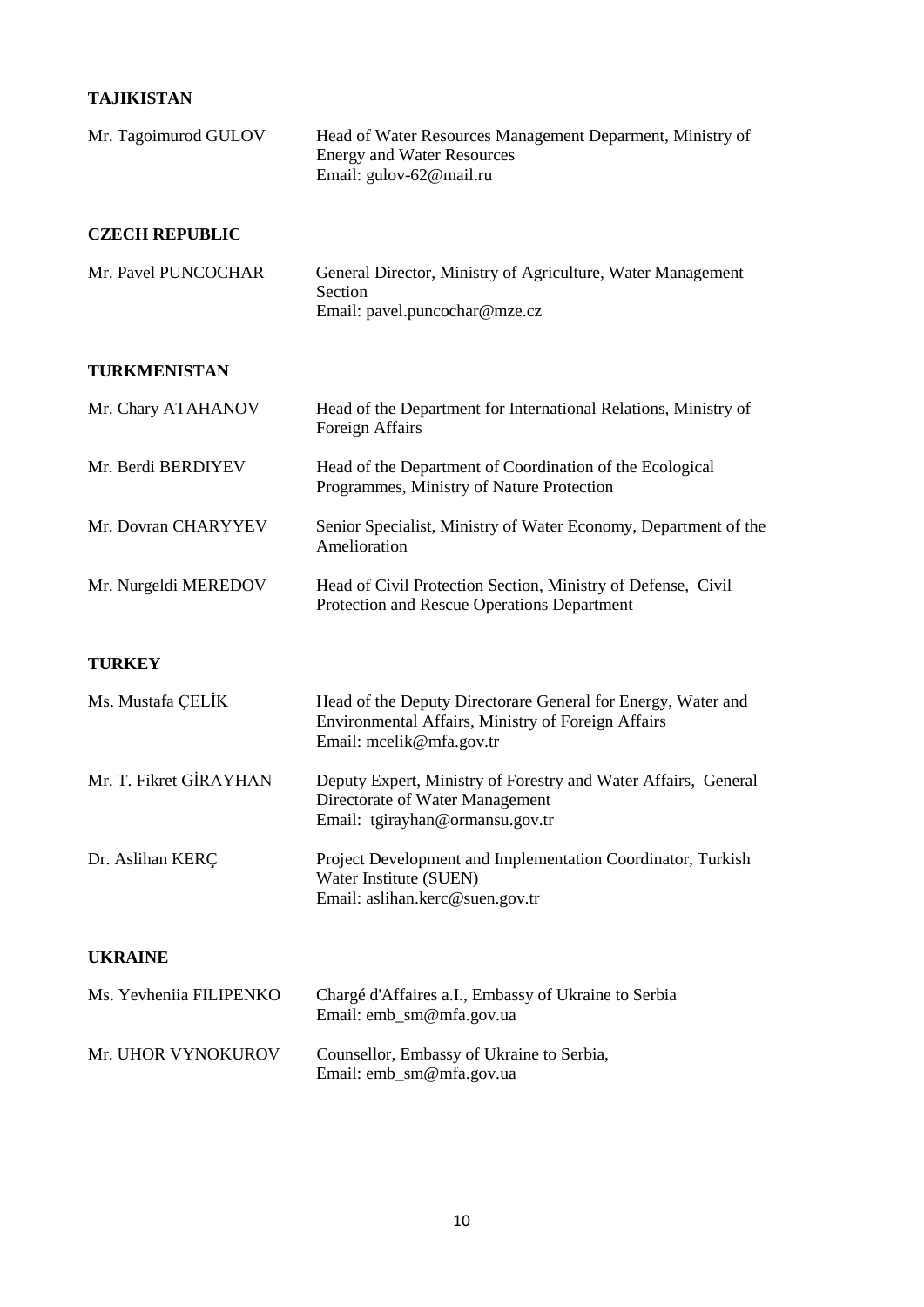**TAJIKISTAN**

| | |
|---|---|
| Mr. Tagoimurod GULOV | Head of Water Resources Management Deparment, Ministry of Energy and Water Resources<br>Email: gulov-62@mail.ru |

**CZECH REPUBLIC**

| | |
|---|---|
| Mr. Pavel PUNCOCHAR | General Director, Ministry of Agriculture, Water Management Section<br>Email: pavel.puncochar@mze.cz |

**TURKMENISTAN**

| | |
|---|---|
| Mr. Chary ATAHANOV | Head of the Department for International Relations, Ministry of Foreign Affairs |
| Mr. Berdi BERDIYEV | Head of the Department of Coordination of the Ecological Programmes, Ministry of Nature Protection |
| Mr. Dovran CHARYYEV | Senior Specialist, Ministry of Water Economy, Department of the Amelioration |
| Mr. Nurgeldi MEREDOV | Head of Civil Protection Section, Ministry of Defense, Civil Protection and Rescue Operations Department |

**TURKEY**

| | |
|---|---|
| Ms. Mustafa ÇELİK | Head of the Deputy Directorare General for Energy, Water and Environmental Affairs, Ministry of Foreign Affairs<br>Email: mcelik@mfa.gov.tr |
| Mr. T. Fikret GİRAYHAN | Deputy Expert, Ministry of Forestry and Water Affairs, General Directorate of Water Management<br>Email: tgirayhan@ormansu.gov.tr |
| Dr. Aslihan KERÇ | Project Development and Implementation Coordinator, Turkish Water Institute (SUEN)<br>Email: aslihan.kerc@suen.gov.tr |

**UKRAINE**

| | |
|---|---|
| Ms. Yevheniia FILIPENKO | Chargé d'Affaires a.I., Embassy of Ukraine to Serbia<br>Email: emb_sm@mfa.gov.ua |
| Mr. UHOR VYNOKUROV | Counsellor, Embassy of Ukraine to Serbia,<br>Email: emb_sm@mfa.gov.ua |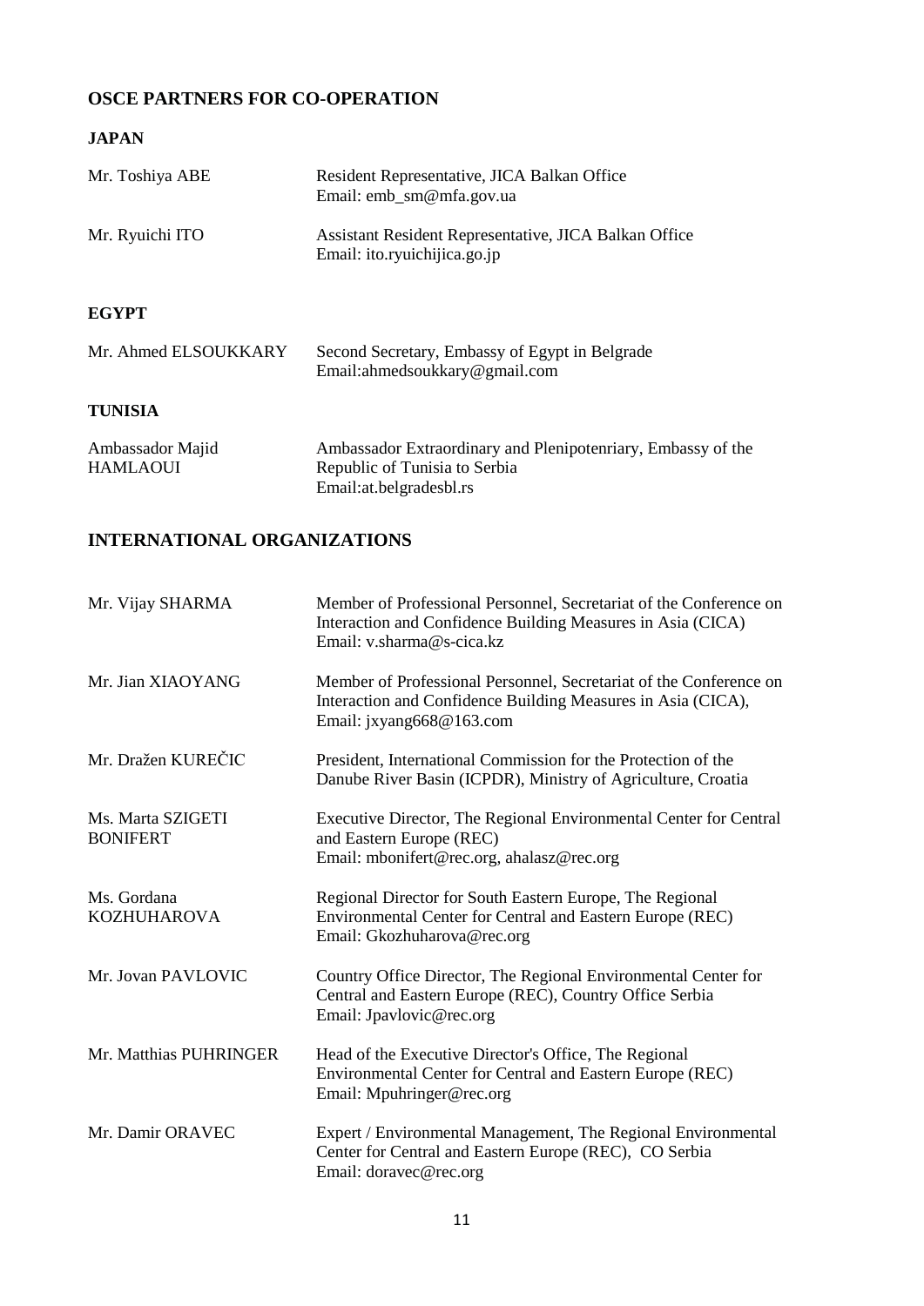## OSCE PARTNERS FOR CO-OPERATION

### JAPAN

| | |
|---|---|
| Mr. Toshiya ABE | Resident Representative, JICA Balkan Office<br>Email: emb_sm@mfa.gov.ua |
| Mr. Ryuichi ITO | Assistant Resident Representative, JICA Balkan Office<br>Email: ito.ryuichijica.go.jp |

### EGYPT

| | |
|---|---|
| Mr. Ahmed ELSOUKKARY | Second Secretary, Embassy of Egypt in Belgrade<br>Email:ahmedsoukkary@gmail.com |

### TUNISIA

| | |
|---|---|
| Ambassador Majid HAMLAOUI | Ambassador Extraordinary and Plenipotenriary, Embassy of the Republic of Tunisia to Serbia<br>Email:at.belgradesbl.rs |

## INTERNATIONAL ORGANIZATIONS

| | |
|---|---|
| Mr. Vijay SHARMA | Member of Professional Personnel, Secretariat of the Conference on Interaction and Confidence Building Measures in Asia (CICA)<br>Email: v.sharma@s-cica.kz |
| Mr. Jian XIAOYANG | Member of Professional Personnel, Secretariat of the Conference on Interaction and Confidence Building Measures in Asia (CICA),<br>Email: jxyang668@163.com |
| Mr. Dražen KUREČIC | President, International Commission for the Protection of the Danube River Basin (ICPDR), Ministry of Agriculture, Croatia |
| Ms. Marta SZIGETI BONIFERT | Executive Director, The Regional Environmental Center for Central and Eastern Europe (REC)<br>Email: mbonifert@rec.org, ahalasz@rec.org |
| Ms. Gordana KOZHUHAROVA | Regional Director for South Eastern Europe, The Regional Environmental Center for Central and Eastern Europe (REC)<br>Email: Gkozhuharova@rec.org |
| Mr. Jovan PAVLOVIC | Country Office Director, The Regional Environmental Center for Central and Eastern Europe (REC), Country Office Serbia<br>Email: Jpavlovic@rec.org |
| Mr. Matthias PUHRINGER | Head of the Executive Director's Office, The Regional Environmental Center for Central and Eastern Europe (REC)<br>Email: Mpuhringer@rec.org |
| Mr. Damir ORAVEC | Expert / Environmental Management, The Regional Environmental Center for Central and Eastern Europe (REC), CO Serbia<br>Email: doravec@rec.org |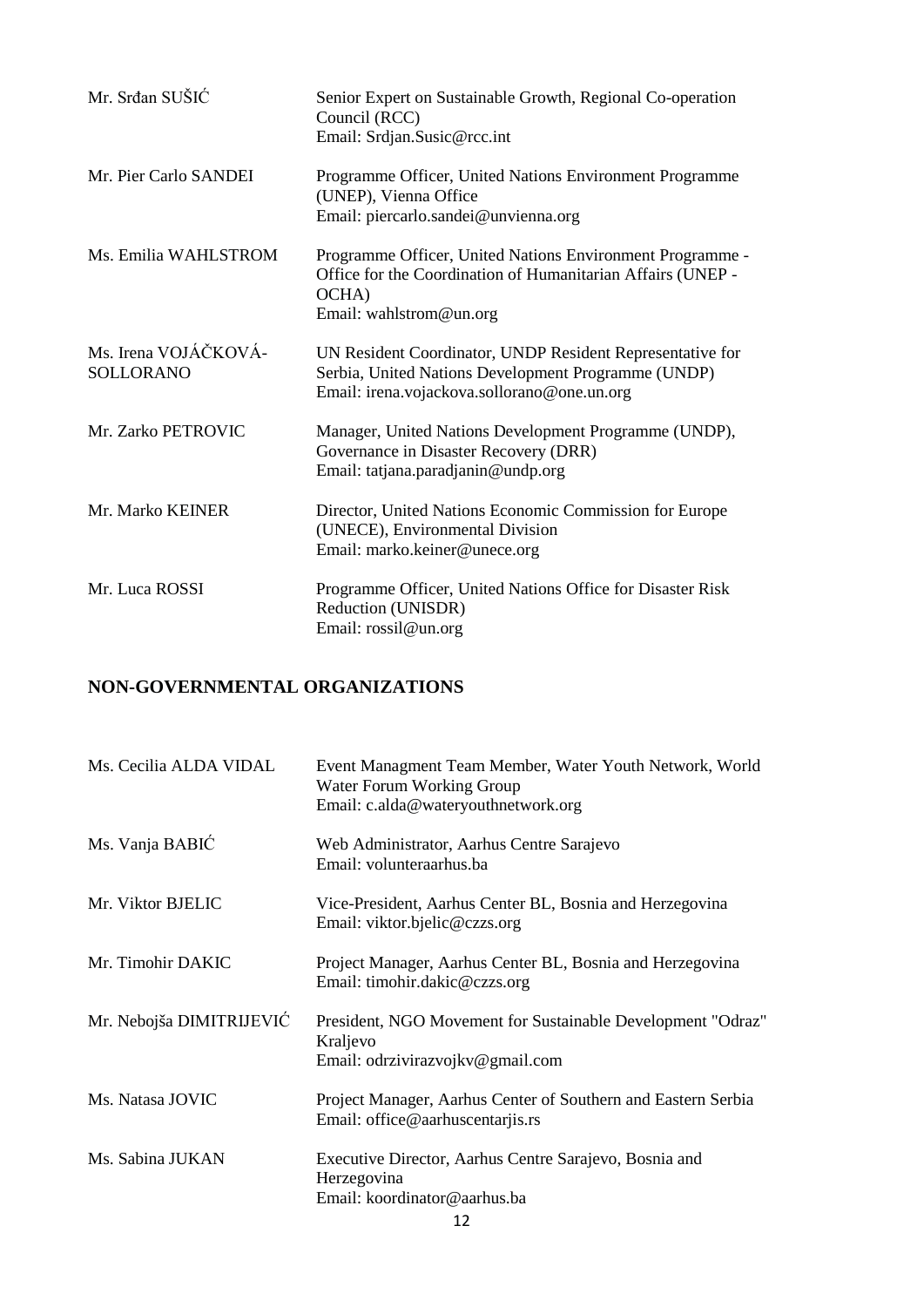| | |
|---|---|
| Mr. Srđan SUŠIĆ | Senior Expert on Sustainable Growth, Regional Co-operation Council (RCC)<br>Email: Srdjan.Susic@rcc.int |
| Mr. Pier Carlo SANDEI | Programme Officer, United Nations Environment Programme (UNEP), Vienna Office<br>Email: piercarlo.sandei@unvienna.org |
| Ms. Emilia WAHLSTROM | Programme Officer, United Nations Environment Programme - Office for the Coordination of Humanitarian Affairs (UNEP - OCHA)<br>Email: wahlstrom@un.org |
| Ms. Irena VOJÁČKOVÁ-SOLLORANO | UN Resident Coordinator, UNDP Resident Representative for Serbia, United Nations Development Programme (UNDP)<br>Email: irena.vojackova.sollorano@one.un.org |
| Mr. Zarko PETROVIC | Manager, United Nations Development Programme (UNDP), Governance in Disaster Recovery (DRR)<br>Email: tatjana.paradjanin@undp.org |
| Mr. Marko KEINER | Director, United Nations Economic Commission for Europe (UNECE), Environmental Division<br>Email: marko.keiner@unece.org |
| Mr. Luca ROSSI | Programme Officer, United Nations Office for Disaster Risk Reduction (UNISDR)<br>Email: rossil@un.org |

## NON-GOVERNMENTAL ORGANIZATIONS

| | |
|---|---|
| Ms. Cecilia ALDA VIDAL | Event Managment Team Member, Water Youth Network, World Water Forum Working Group<br>Email: c.alda@wateryouthnetwork.org |
| Ms. Vanja BABIĆ | Web Administrator, Aarhus Centre Sarajevo<br>Email: volunteraarhus.ba |
| Mr. Viktor BJELIC | Vice-President, Aarhus Center BL, Bosnia and Herzegovina<br>Email: viktor.bjelic@czzs.org |
| Mr. Timohir DAKIC | Project Manager, Aarhus Center BL, Bosnia and Herzegovina<br>Email: timohir.dakic@czzs.org |
| Mr. Nebojša DIMITRIJEVIĆ | President, NGO Movement for Sustainable Development "Odraz" Kraljevo<br>Email: odrzivirazvojkv@gmail.com |
| Ms. Natasa JOVIC | Project Manager, Aarhus Center of Southern and Eastern Serbia<br>Email: office@aarhuscentarjis.rs |
| Ms. Sabina JUKAN | Executive Director, Aarhus Centre Sarajevo, Bosnia and Herzegovina<br>Email: koordinator@aarhus.ba |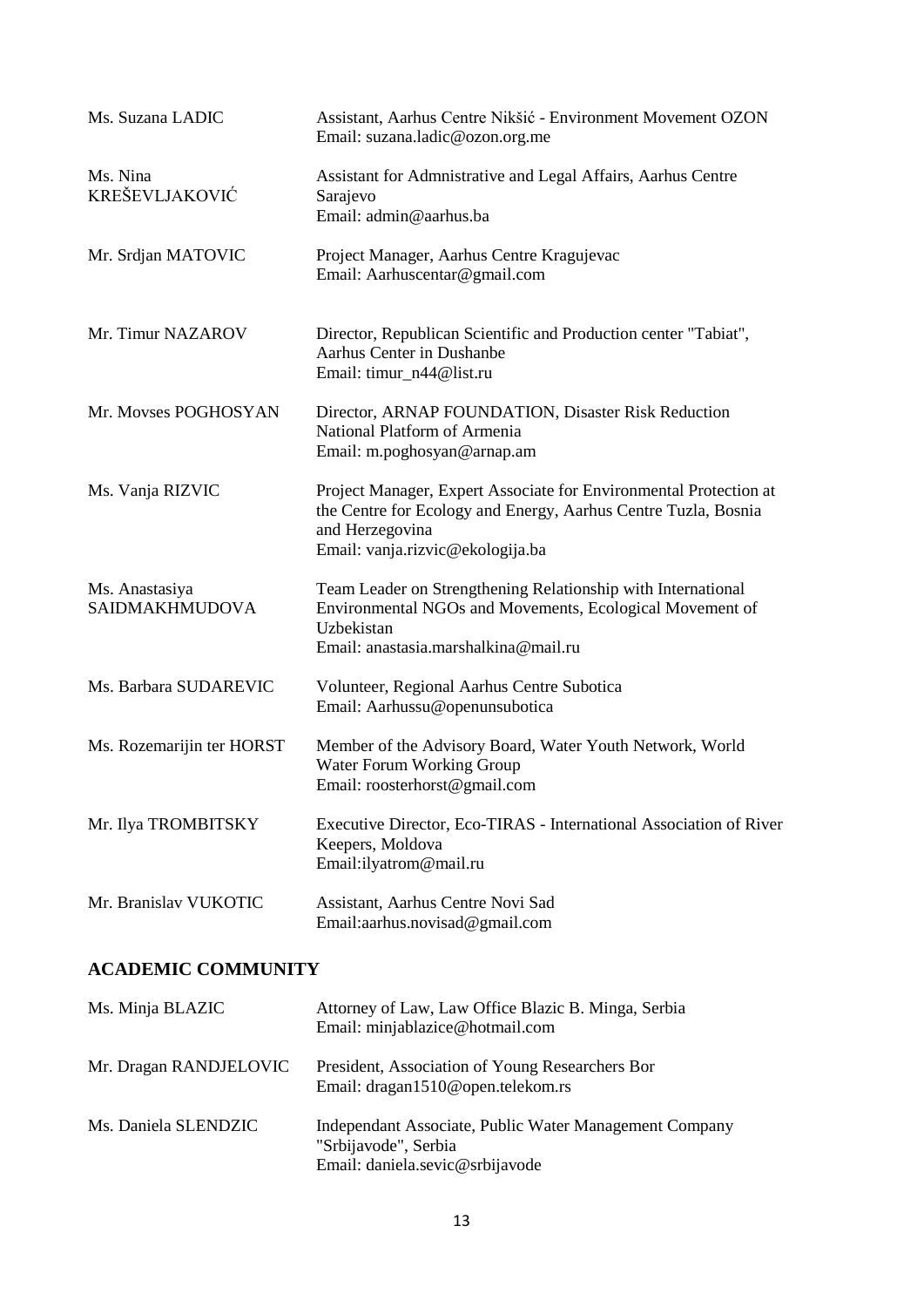| | |
|---|---|
| Ms. Suzana LADIC | Assistant, Aarhus Centre Nikšić - Environment Movement OZON<br>Email: suzana.ladic@ozon.org.me |
| Ms. Nina KREŠEVLJAKOVIĆ | Assistant for Admnistrative and Legal Affairs, Aarhus Centre Sarajevo<br>Email: admin@aarhus.ba |
| Mr. Srdjan MATOVIC | Project Manager, Aarhus Centre Kragujevac<br>Email: Aarhuscentar@gmail.com |
| Mr. Timur NAZAROV | Director, Republican Scientific and Production center "Tabiat", Aarhus Center in Dushanbe<br>Email: timur_n44@list.ru |
| Mr. Movses POGHOSYAN | Director, ARNAP FOUNDATION, Disaster Risk Reduction National Platform of Armenia<br>Email: m.poghosyan@arnap.am |
| Ms. Vanja RIZVIC | Project Manager, Expert Associate for Environmental Protection at the Centre for Ecology and Energy, Aarhus Centre Tuzla, Bosnia and Herzegovina<br>Email: vanja.rizvic@ekologija.ba |
| Ms. Anastasiya SAIDMAKHMUDOVA | Team Leader on Strengthening Relationship with International Environmental NGOs and Movements, Ecological Movement of Uzbekistan<br>Email: anastasia.marshalkina@mail.ru |
| Ms. Barbara SUDAREVIC | Volunteer, Regional Aarhus Centre Subotica<br>Email: Aarhussu@openunsubotica |
| Ms. Rozemarijin ter HORST | Member of the Advisory Board, Water Youth Network, World Water Forum Working Group<br>Email: roosterhorst@gmail.com |
| Mr. Ilya TROMBITSKY | Executive Director, Eco-TIRAS - International Association of River Keepers, Moldova<br>Email:ilyatrom@mail.ru |
| Mr. Branislav VUKOTIC | Assistant, Aarhus Centre Novi Sad<br>Email:aarhus.novisad@gmail.com |

## ACADEMIC COMMUNITY

| | |
|---|---|
| Ms. Minja BLAZIC | Attorney of Law, Law Office Blazic B. Minga, Serbia<br>Email: minjablazice@hotmail.com |
| Mr. Dragan RANDJELOVIC | President, Association of Young Researchers Bor<br>Email: dragan1510@open.telekom.rs |
| Ms. Daniela SLENDZIC | Independant Associate, Public Water Management Company "Srbijavode", Serbia<br>Email: daniela.sevic@srbijavode |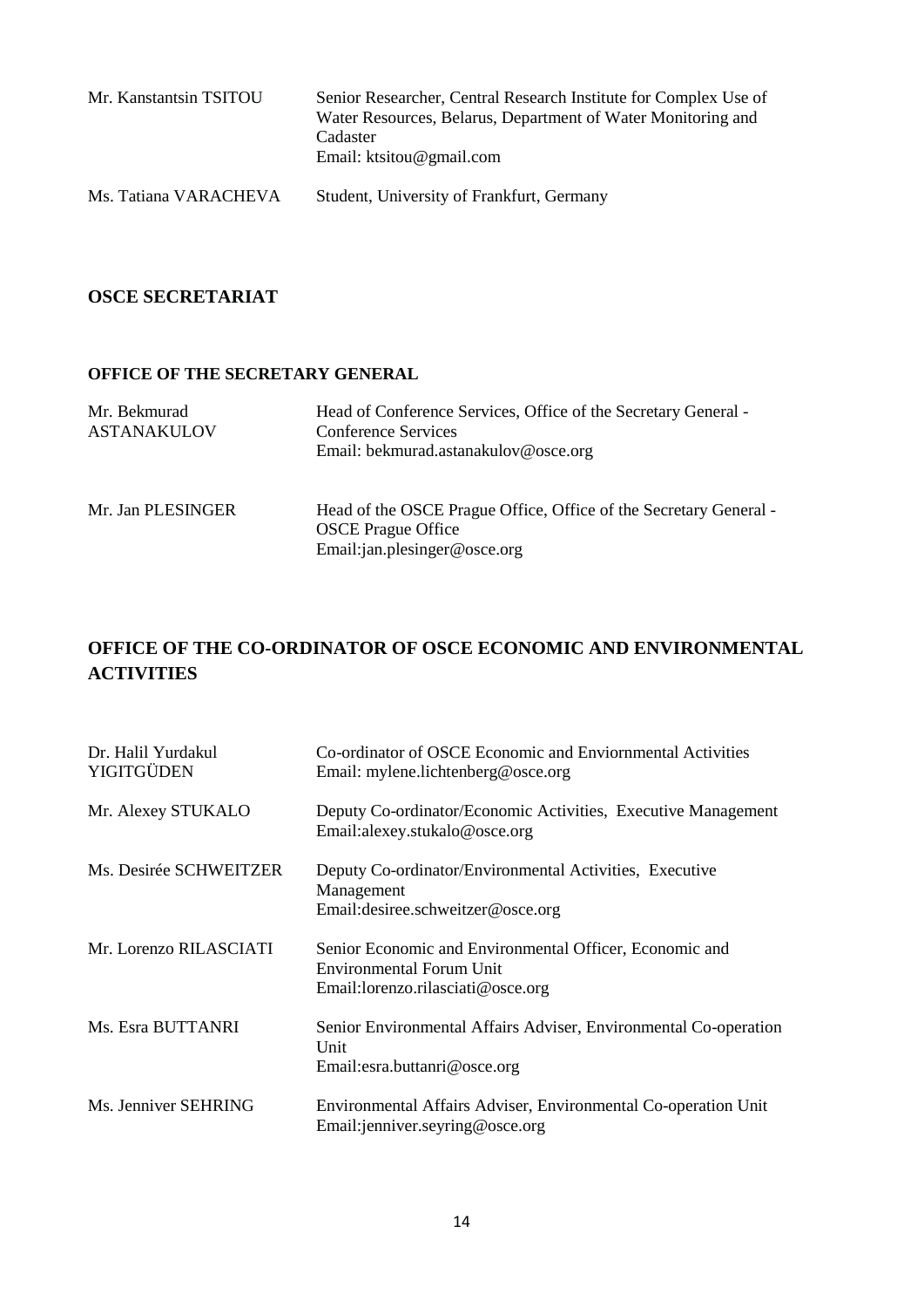| | |
|---|---|
| Mr. Kanstantsin TSITOU | Senior Researcher, Central Research Institute for Complex Use of Water Resources, Belarus, Department of Water Monitoring and Cadaster<br>Email: ktsitou@gmail.com |
| Ms. Tatiana VARACHEVA | Student, University of Frankfurt, Germany |

## OSCE SECRETARIAT

### OFFICE OF THE SECRETARY GENERAL

| | |
|---|---|
| Mr. Bekmurad ASTANAKULOV | Head of Conference Services, Office of the Secretary General - Conference Services<br>Email: bekmurad.astanakulov@osce.org |
| Mr. Jan PLESINGER | Head of the OSCE Prague Office, Office of the Secretary General - OSCE Prague Office<br>Email:jan.plesinger@osce.org |

## OFFICE OF THE CO-ORDINATOR OF OSCE ECONOMIC AND ENVIRONMENTAL ACTIVITIES

| | |
|---|---|
| Dr. Halil Yurdakul YIGITGÜDEN | Co-ordinator of OSCE Economic and Enviornmental Activities<br>Email: mylene.lichtenberg@osce.org |
| Mr. Alexey STUKALO | Deputy Co-ordinator/Economic Activities, Executive Management<br>Email:alexey.stukalo@osce.org |
| Ms. Desirée SCHWEITZER | Deputy Co-ordinator/Environmental Activities, Executive Management<br>Email:desiree.schweitzer@osce.org |
| Mr. Lorenzo RILASCIATI | Senior Economic and Environmental Officer, Economic and Environmental Forum Unit<br>Email:lorenzo.rilasciati@osce.org |
| Ms. Esra BUTTANRI | Senior Environmental Affairs Adviser, Environmental Co-operation Unit<br>Email:esra.buttanri@osce.org |
| Ms. Jenniver SEHRING | Environmental Affairs Adviser, Environmental Co-operation Unit<br>Email:jenniver.seyring@osce.org |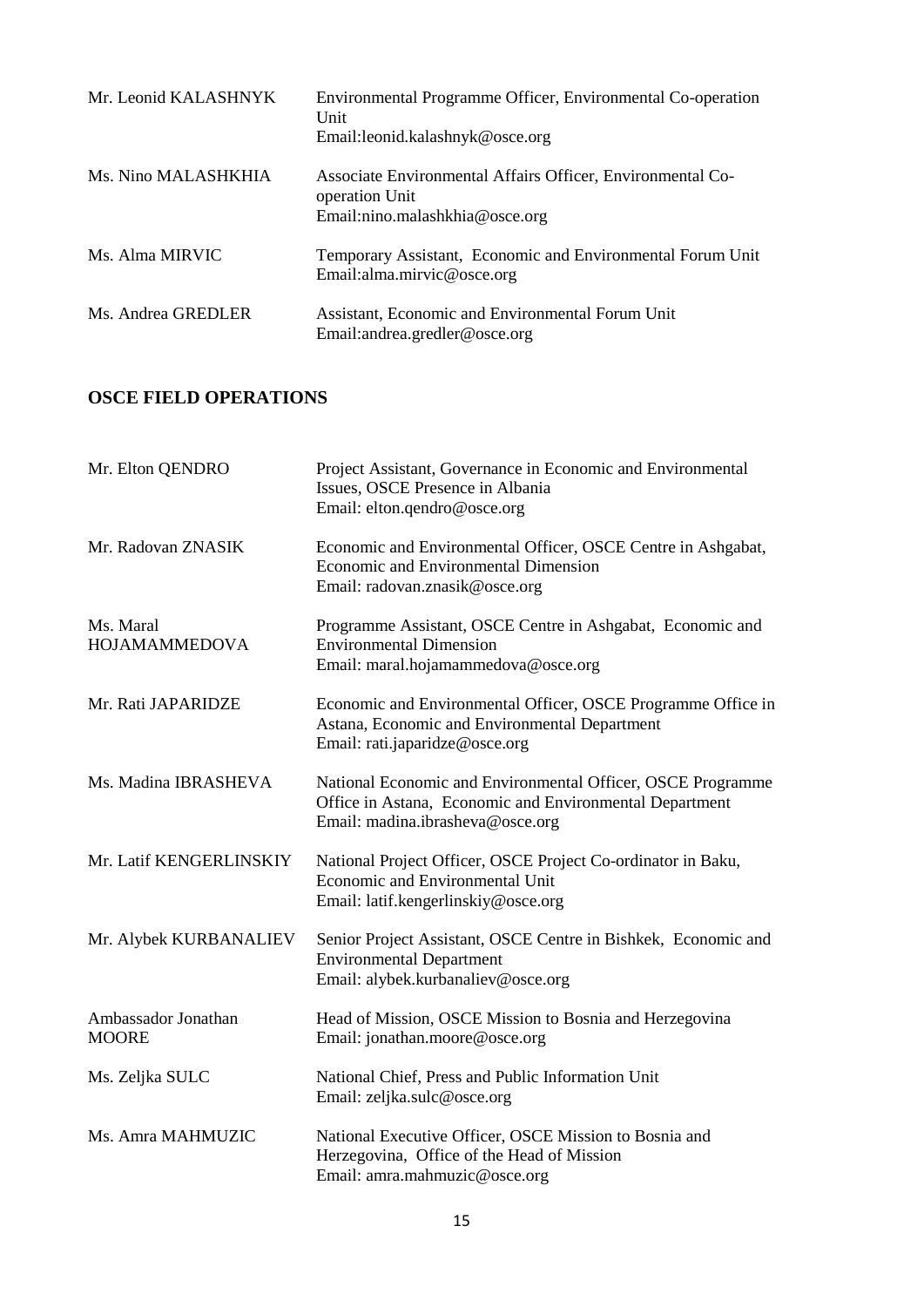| | |
|---|---|
| Mr. Leonid KALASHNYK | Environmental Programme Officer, Environmental Co-operation Unit<br>Email:leonid.kalashnyk@osce.org |
| Ms. Nino MALASHKHIA | Associate Environmental Affairs Officer, Environmental Co-operation Unit<br>Email:nino.malashkhia@osce.org |
| Ms. Alma MIRVIC | Temporary Assistant, Economic and Environmental Forum Unit<br>Email:alma.mirvic@osce.org |
| Ms. Andrea GREDLER | Assistant, Economic and Environmental Forum Unit<br>Email:andrea.gredler@osce.org |

## OSCE FIELD OPERATIONS

| | |
|---|---|
| Mr. Elton QENDRO | Project Assistant, Governance in Economic and Environmental Issues, OSCE Presence in Albania<br>Email: elton.qendro@osce.org |
| Mr. Radovan ZNASIK | Economic and Environmental Officer, OSCE Centre in Ashgabat, Economic and Environmental Dimension<br>Email: radovan.znasik@osce.org |
| Ms. Maral HOJAMAMMEDOVA | Programme Assistant, OSCE Centre in Ashgabat, Economic and Environmental Dimension<br>Email: maral.hojamammedova@osce.org |
| Mr. Rati JAPARIDZE | Economic and Environmental Officer, OSCE Programme Office in Astana, Economic and Environmental Department<br>Email: rati.japaridze@osce.org |
| Ms. Madina IBRASHEVA | National Economic and Environmental Officer, OSCE Programme Office in Astana, Economic and Environmental Department<br>Email: madina.ibrasheva@osce.org |
| Mr. Latif KENGERLINSKIY | National Project Officer, OSCE Project Co-ordinator in Baku, Economic and Environmental Unit<br>Email: latif.kengerlinskiy@osce.org |
| Mr. Alybek KURBANALIEV | Senior Project Assistant, OSCE Centre in Bishkek, Economic and Environmental Department<br>Email: alybek.kurbanaliev@osce.org |
| Ambassador Jonathan MOORE | Head of Mission, OSCE Mission to Bosnia and Herzegovina<br>Email: jonathan.moore@osce.org |
| Ms. Zeljka SULC | National Chief, Press and Public Information Unit<br>Email: zeljka.sulc@osce.org |
| Ms. Amra MAHMUZIC | National Executive Officer, OSCE Mission to Bosnia and Herzegovina, Office of the Head of Mission<br>Email: amra.mahmuzic@osce.org |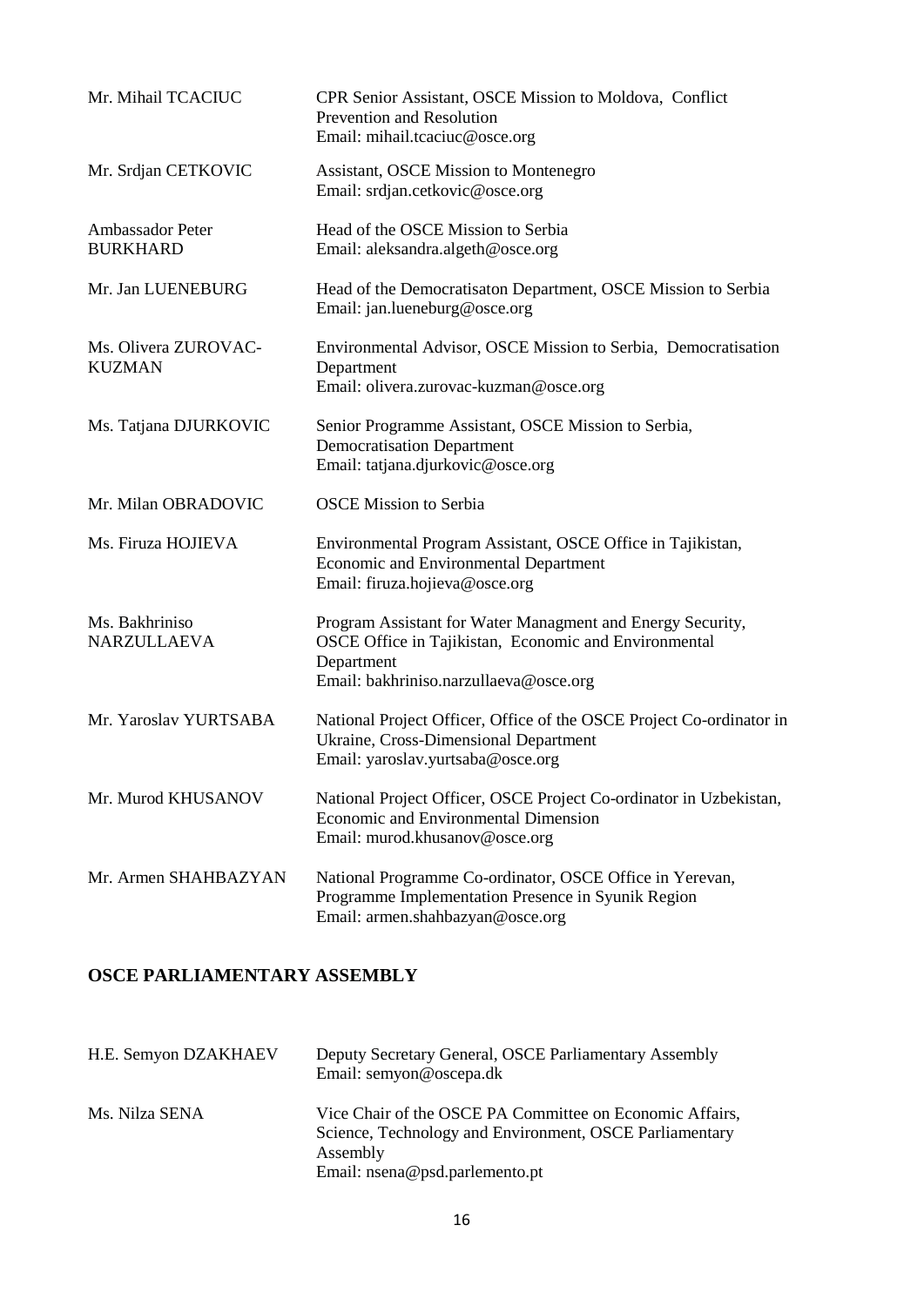| | |
|---|---|
| Mr. Mihail TCACIUC | CPR Senior Assistant, OSCE Mission to Moldova, Conflict Prevention and Resolution<br>Email: mihail.tcaciuc@osce.org |
| Mr. Srdjan CETKOVIC | Assistant, OSCE Mission to Montenegro<br>Email: srdjan.cetkovic@osce.org |
| Ambassador Peter BURKHARD | Head of the OSCE Mission to Serbia<br>Email: aleksandra.algeth@osce.org |
| Mr. Jan LUENEBURG | Head of the Democratisaton Department, OSCE Mission to Serbia<br>Email: jan.lueneburg@osce.org |
| Ms. Olivera ZUROVAC-KUZMAN | Environmental Advisor, OSCE Mission to Serbia, Democratisation Department<br>Email: olivera.zurovac-kuzman@osce.org |
| Ms. Tatjana DJURKOVIC | Senior Programme Assistant, OSCE Mission to Serbia, Democratisation Department<br>Email: tatjana.djurkovic@osce.org |
| Mr. Milan OBRADOVIC | OSCE Mission to Serbia |
| Ms. Firuza HOJIEVA | Environmental Program Assistant, OSCE Office in Tajikistan, Economic and Environmental Department<br>Email: firuza.hojieva@osce.org |
| Ms. Bakhriniso NARZULLAEVA | Program Assistant for Water Managment and Energy Security, OSCE Office in Tajikistan, Economic and Environmental Department<br>Email: bakhriniso.narzullaeva@osce.org |
| Mr. Yaroslav YURTSABA | National Project Officer, Office of the OSCE Project Co-ordinator in Ukraine, Cross-Dimensional Department<br>Email: yaroslav.yurtsaba@osce.org |
| Mr. Murod KHUSANOV | National Project Officer, OSCE Project Co-ordinator in Uzbekistan, Economic and Environmental Dimension<br>Email: murod.khusanov@osce.org |
| Mr. Armen SHAHBAZYAN | National Programme Co-ordinator, OSCE Office in Yerevan, Programme Implementation Presence in Syunik Region<br>Email: armen.shahbazyan@osce.org |

## OSCE PARLIAMENTARY ASSEMBLY

| | |
|---|---|
| H.E. Semyon DZAKHAEV | Deputy Secretary General, OSCE Parliamentary Assembly<br>Email: semyon@oscepa.dk |
| Ms. Nilza SENA | Vice Chair of the OSCE PA Committee on Economic Affairs, Science, Technology and Environment, OSCE Parliamentary Assembly<br>Email: nsena@psd.parlemento.pt |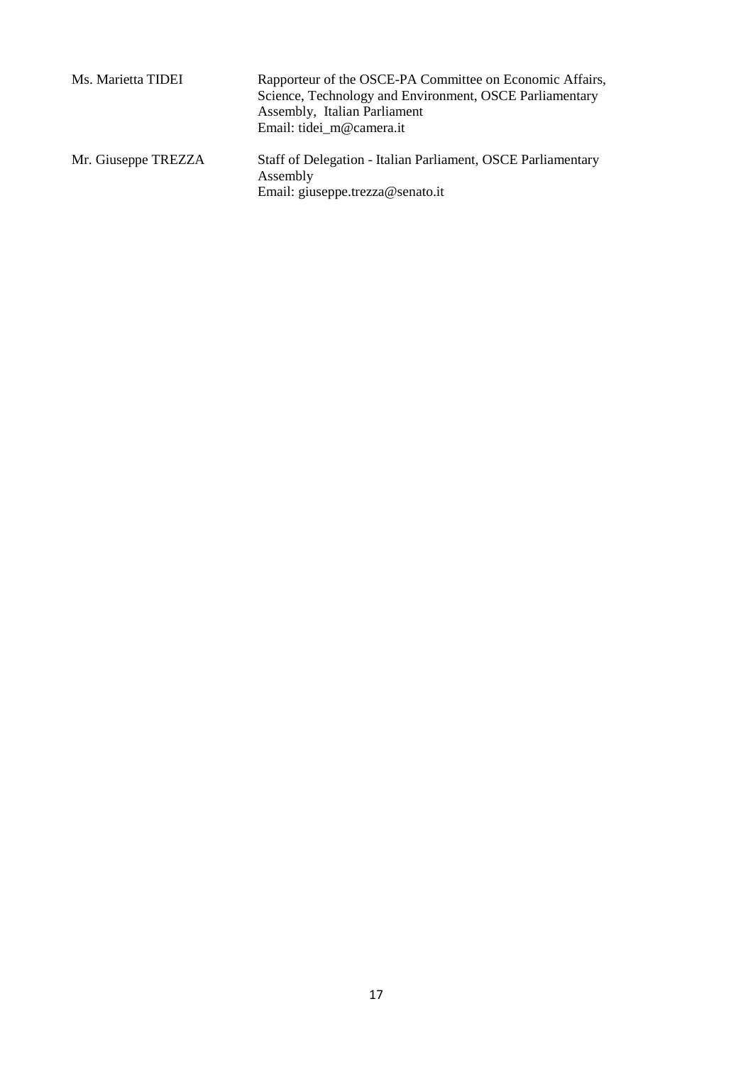| | |
|---|---|
| Ms. Marietta TIDEI | Rapporteur of the OSCE-PA Committee on Economic Affairs, Science, Technology and Environment, OSCE Parliamentary Assembly, Italian Parliament<br>Email: tidei_m@camera.it |
| Mr. Giuseppe TREZZA | Staff of Delegation - Italian Parliament, OSCE Parliamentary Assembly<br>Email: giuseppe.trezza@senato.it |